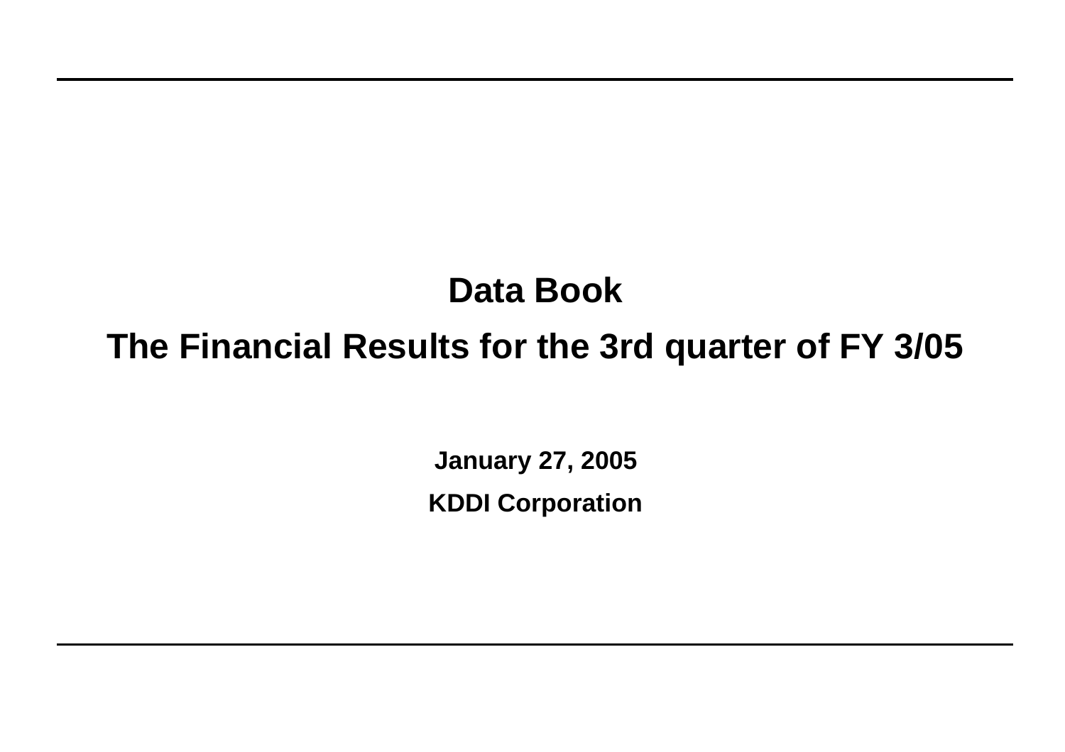# Data Book

## The Financial Results for the 3rd quarter of FY 3/05

**January 27, 2005**

**KDDI Corporation**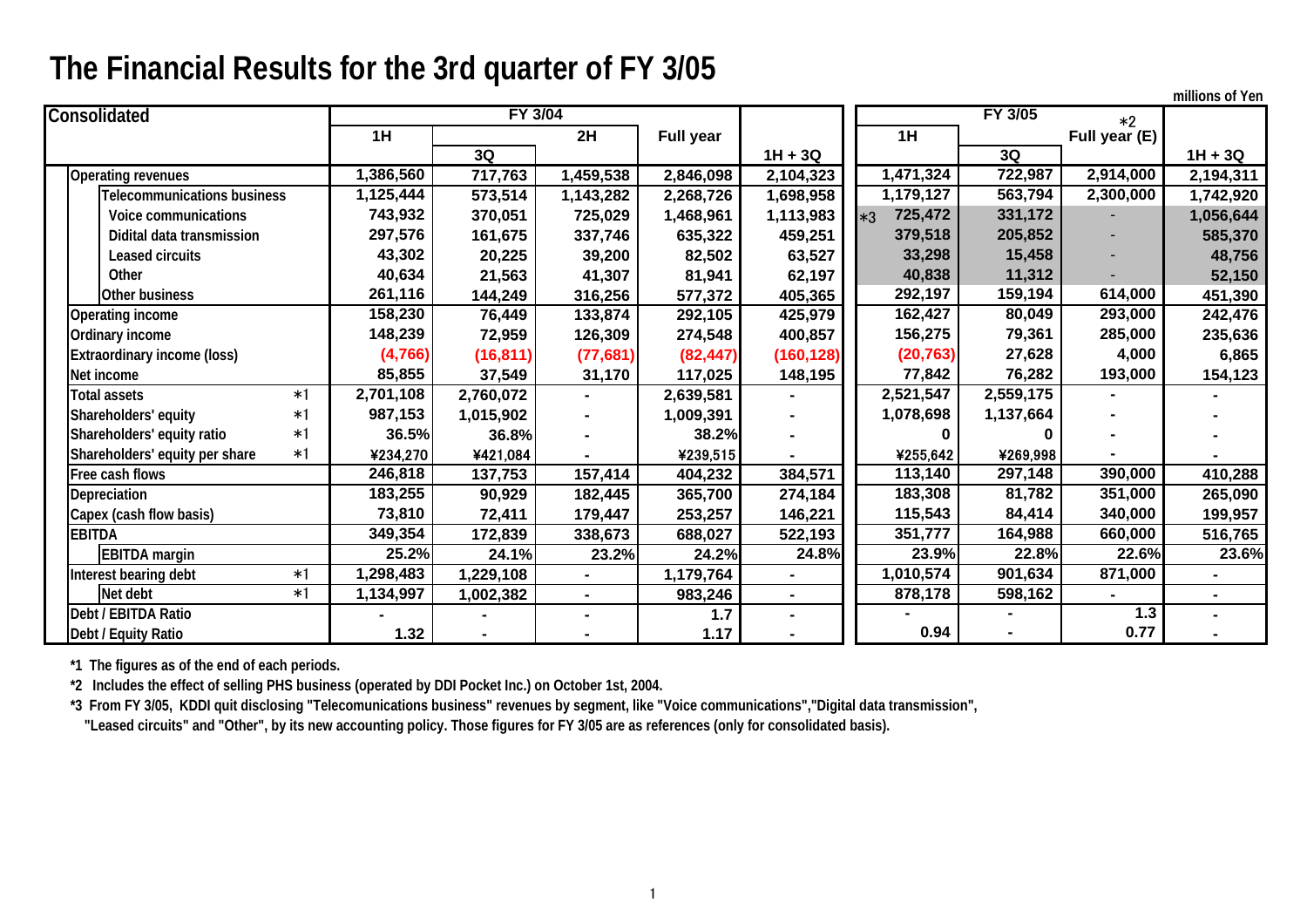# The Financial Results for the 3rd quarter of FY 3/05

millions of Yen

| Consolidated | | FY 3/04 | | | | | FY 3/05 | | | |
|---|---|---|---|---|---|---|---|---|---|---|
| | | 1H | 3Q | 2H | Full year | 1H + 3Q | 1H | 3Q | Full year (E) *2 | 1H + 3Q |
| Operating revenues | | 1,386,560 | 717,763 | 1,459,538 | 2,846,098 | 2,104,323 | 1,471,324 | 722,987 | 2,914,000 | 2,194,311 |
| Telecommunications business | | 1,125,444 | 573,514 | 1,143,282 | 2,268,726 | 1,698,958 | 1,179,127 | 563,794 | 2,300,000 | 1,742,920 |
| Voice communications | | 743,932 | 370,051 | 725,029 | 1,468,961 | 1,113,983 | *3 725,472 | 331,172 | - | 1,056,644 |
| Didital data transmission | | 297,576 | 161,675 | 337,746 | 635,322 | 459,251 | 379,518 | 205,852 | - | 585,370 |
| Leased circuits | | 43,302 | 20,225 | 39,200 | 82,502 | 63,527 | 33,298 | 15,458 | - | 48,756 |
| Other | | 40,634 | 21,563 | 41,307 | 81,941 | 62,197 | 40,838 | 11,312 | - | 52,150 |
| Other business | | 261,116 | 144,249 | 316,256 | 577,372 | 405,365 | 292,197 | 159,194 | 614,000 | 451,390 |
| Operating income | | 158,230 | 76,449 | 133,874 | 292,105 | 425,979 | 162,427 | 80,049 | 293,000 | 242,476 |
| Ordinary income | | 148,239 | 72,959 | 126,309 | 274,548 | 400,857 | 156,275 | 79,361 | 285,000 | 235,636 |
| Extraordinary income (loss) | | (4,766) | (16,811) | (77,681) | (82,447) | (160,128) | (20,763) | 27,628 | 4,000 | 6,865 |
| Net income | | 85,855 | 37,549 | 31,170 | 117,025 | 148,195 | 77,842 | 76,282 | 193,000 | 154,123 |
| Total assets | *1 | 2,701,108 | 2,760,072 | - | 2,639,581 | - | 2,521,547 | 2,559,175 | - | - |
| Shareholders' equity | *1 | 987,153 | 1,015,902 | - | 1,009,391 | - | 1,078,698 | 1,137,664 | - | - |
| Shareholders' equity ratio | *1 | 36.5% | 36.8% | - | 38.2% | - | 0 | 0 | - | - |
| Shareholders' equity per share | *1 | ¥234,270 | ¥421,084 | - | ¥239,515 | - | ¥255,642 | ¥269,998 | - | - |
| Free cash flows | | 246,818 | 137,753 | 157,414 | 404,232 | 384,571 | 113,140 | 297,148 | 390,000 | 410,288 |
| Depreciation | | 183,255 | 90,929 | 182,445 | 365,700 | 274,184 | 183,308 | 81,782 | 351,000 | 265,090 |
| Capex (cash flow basis) | | 73,810 | 72,411 | 179,447 | 253,257 | 146,221 | 115,543 | 84,414 | 340,000 | 199,957 |
| EBITDA | | 349,354 | 172,839 | 338,673 | 688,027 | 522,193 | 351,777 | 164,988 | 660,000 | 516,765 |
| EBITDA margin | | 25.2% | 24.1% | 23.2% | 24.2% | 24.8% | 23.9% | 22.8% | 22.6% | 23.6% |
| Interest bearing debt | *1 | 1,298,483 | 1,229,108 | - | 1,179,764 | - | 1,010,574 | 901,634 | 871,000 | - |
| Net debt | *1 | 1,134,997 | 1,002,382 | - | 983,246 | - | 878,178 | 598,162 | - | - |
| Debt / EBITDA Ratio | | - | - | - | 1.7 | - | - | - | 1.3 | - |
| Debt / Equity Ratio | | 1.32 | - | - | 1.17 | - | 0.94 | - | 0.77 | - |

*1 The figures as of the end of each periods.

*2 Includes the effect of selling PHS business (operated by DDI Pocket Inc.) on October 1st, 2004.

*3 From FY 3/05, KDDI quit disclosing "Telecomunications business" revenues by segment, like "Voice communications","Digital data transmission", "Leased circuits" and "Other", by its new accounting policy. Those figures for FY 3/05 are as references (only for consolidated basis).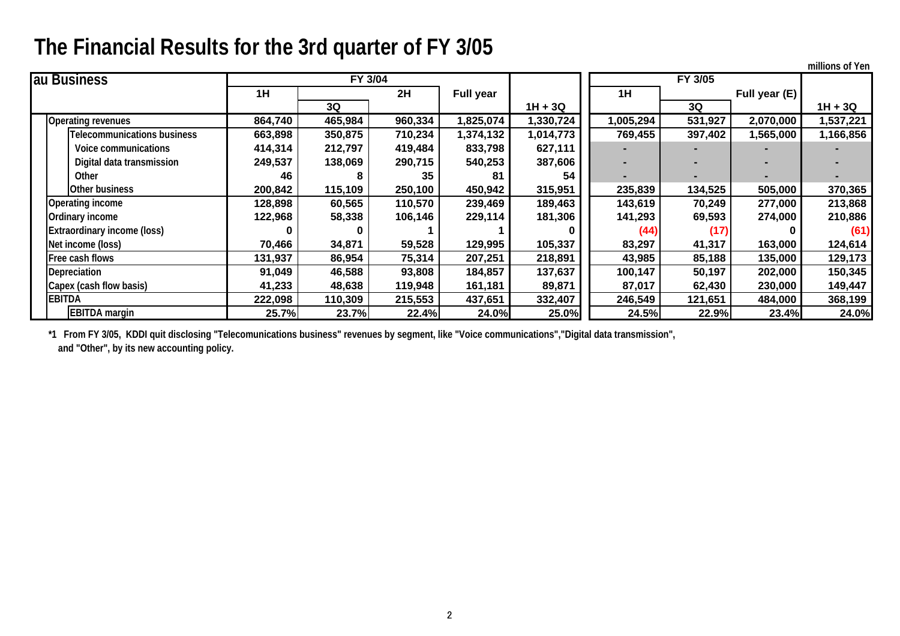# The Financial Results for the 3rd quarter of FY 3/05

millions of Yen

| au Business | FY 3/04 | | | | | FY 3/05 | | | |
|---|---|---|---|---|---|---|---|---|---|
| | 1H | 3Q | 2H | Full year | 1H + 3Q | 1H | 3Q | Full year (E) | 1H + 3Q |
| Operating revenues | 864,740 | 465,984 | 960,334 | 1,825,074 | 1,330,724 | 1,005,294 | 531,927 | 2,070,000 | 1,537,221 |
| Telecommunications business | 663,898 | 350,875 | 710,234 | 1,374,132 | 1,014,773 | 769,455 | 397,402 | 1,565,000 | 1,166,856 |
| Voice communications | 414,314 | 212,797 | 419,484 | 833,798 | 627,111 | - | - | - | - |
| Digital data transmission | 249,537 | 138,069 | 290,715 | 540,253 | 387,606 | - | - | - | - |
| Other | 46 | 8 | 35 | 81 | 54 | - | - | - | - |
| Other business | 200,842 | 115,109 | 250,100 | 450,942 | 315,951 | 235,839 | 134,525 | 505,000 | 370,365 |
| Operating income | 128,898 | 60,565 | 110,570 | 239,469 | 189,463 | 143,619 | 70,249 | 277,000 | 213,868 |
| Ordinary income | 122,968 | 58,338 | 106,146 | 229,114 | 181,306 | 141,293 | 69,593 | 274,000 | 210,886 |
| Extraordinary income (loss) | 0 | 0 | 1 | 1 | 0 | (44) | (17) | 0 | (61) |
| Net income (loss) | 70,466 | 34,871 | 59,528 | 129,995 | 105,337 | 83,297 | 41,317 | 163,000 | 124,614 |
| Free cash flows | 131,937 | 86,954 | 75,314 | 207,251 | 218,891 | 43,985 | 85,188 | 135,000 | 129,173 |
| Depreciation | 91,049 | 46,588 | 93,808 | 184,857 | 137,637 | 100,147 | 50,197 | 202,000 | 150,345 |
| Capex (cash flow basis) | 41,233 | 48,638 | 119,948 | 161,181 | 89,871 | 87,017 | 62,430 | 230,000 | 149,447 |
| EBITDA | 222,098 | 110,309 | 215,553 | 437,651 | 332,407 | 246,549 | 121,651 | 484,000 | 368,199 |
| EBITDA margin | 25.7% | 23.7% | 22.4% | 24.0% | 25.0% | 24.5% | 22.9% | 23.4% | 24.0% |

*1 From FY 3/05, KDDI quit disclosing "Telecomunications business" revenues by segment, like "Voice communications","Digital data transmission", and "Other", by its new accounting policy.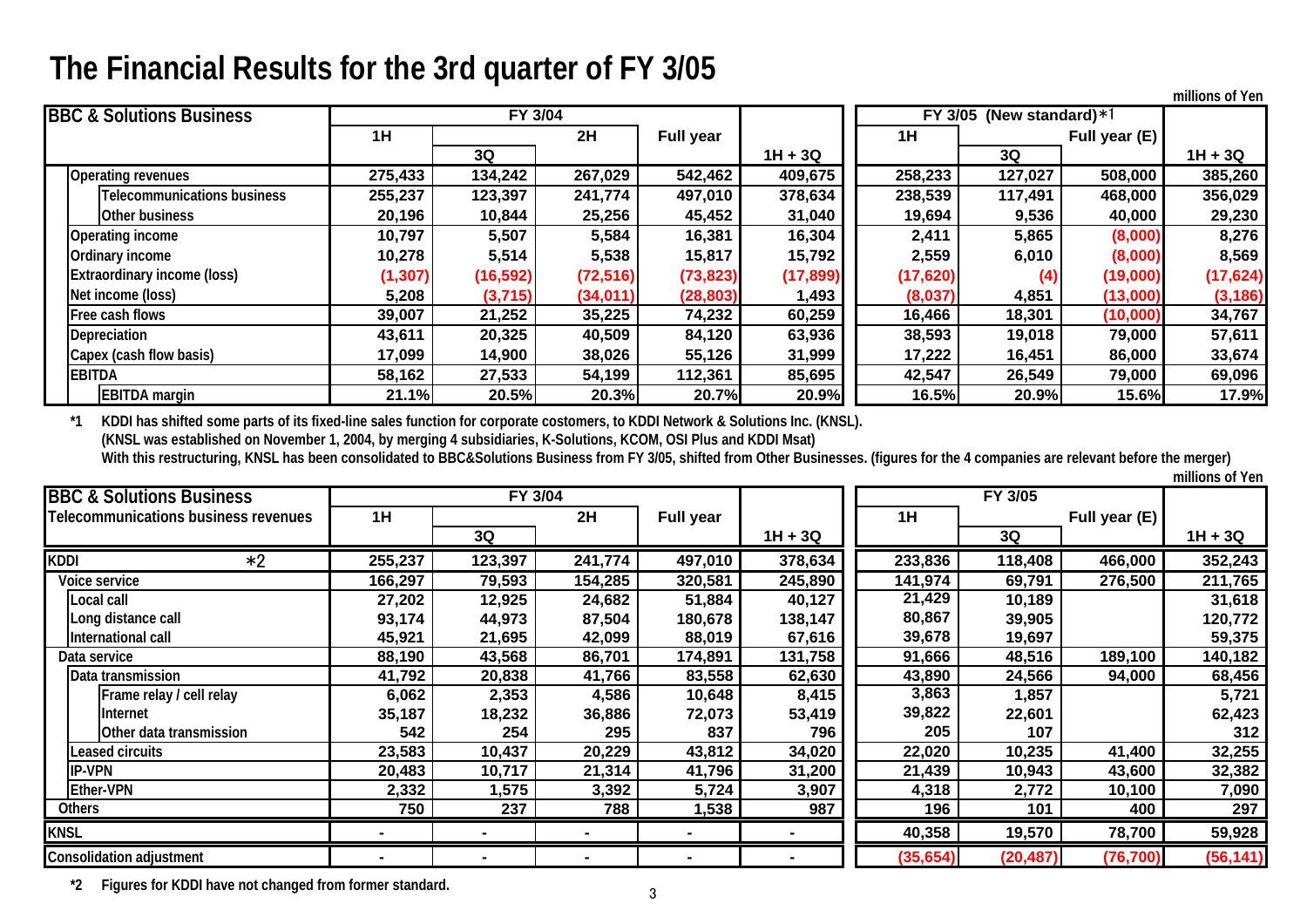# The Financial Results for the 3rd quarter of FY 3/05

millions of Yen

| BBC & Solutions Business | FY 3/04 1H | FY 3/04 3Q | FY 3/04 2H | FY 3/04 Full year | FY 3/04 1H + 3Q | FY 3/05 (New standard)*1 1H | FY 3/05 3Q | FY 3/05 Full year (E) | FY 3/05 1H + 3Q |
|---|---|---|---|---|---|---|---|---|---|
| Operating revenues | 275,433 | 134,242 | 267,029 | 542,462 | 409,675 | 258,233 | 127,027 | 508,000 | 385,260 |
| Telecommunications business | 255,237 | 123,397 | 241,774 | 497,010 | 378,634 | 238,539 | 117,491 | 468,000 | 356,029 |
| Other business | 20,196 | 10,844 | 25,256 | 45,452 | 31,040 | 19,694 | 9,536 | 40,000 | 29,230 |
| Operating income | 10,797 | 5,507 | 5,584 | 16,381 | 16,304 | 2,411 | 5,865 | (8,000) | 8,276 |
| Ordinary income | 10,278 | 5,514 | 5,538 | 15,817 | 15,792 | 2,559 | 6,010 | (8,000) | 8,569 |
| Extraordinary income (loss) | (1,307) | (16,592) | (72,516) | (73,823) | (17,899) | (17,620) | (4) | (19,000) | (17,624) |
| Net income (loss) | 5,208 | (3,715) | (34,011) | (28,803) | 1,493 | (8,037) | 4,851 | (13,000) | (3,186) |
| Free cash flows | 39,007 | 21,252 | 35,225 | 74,232 | 60,259 | 16,466 | 18,301 | (10,000) | 34,767 |
| Depreciation | 43,611 | 20,325 | 40,509 | 84,120 | 63,936 | 38,593 | 19,018 | 79,000 | 57,611 |
| Capex (cash flow basis) | 17,099 | 14,900 | 38,026 | 55,126 | 31,999 | 17,222 | 16,451 | 86,000 | 33,674 |
| EBITDA | 58,162 | 27,533 | 54,199 | 112,361 | 85,695 | 42,547 | 26,549 | 79,000 | 69,096 |
| EBITDA margin | 21.1% | 20.5% | 20.3% | 20.7% | 20.9% | 16.5% | 20.9% | 15.6% | 17.9% |

*1 KDDI has shifted some parts of its fixed-line sales function for corporate costomers, to KDDI Network & Solutions Inc. (KNSL).
(KNSL was established on November 1, 2004, by merging 4 subsidiaries, K-Solutions, KCOM, OSI Plus and KDDI Msat)
With this restructuring, KNSL has been consolidated to BBC&Solutions Business from FY 3/05, shifted from Other Businesses. (figures for the 4 companies are relevant before the merger)

millions of Yen

| BBC & Solutions Business Telecommunications business revenues | FY 3/04 1H | FY 3/04 3Q | FY 3/04 2H | FY 3/04 Full year | FY 3/04 1H + 3Q | FY 3/05 1H | FY 3/05 3Q | FY 3/05 Full year (E) | FY 3/05 1H + 3Q |
|---|---|---|---|---|---|---|---|---|---|
| KDDI *2 | 255,237 | 123,397 | 241,774 | 497,010 | 378,634 | 233,836 | 118,408 | 466,000 | 352,243 |
| Voice service | 166,297 | 79,593 | 154,285 | 320,581 | 245,890 | 141,974 | 69,791 | 276,500 | 211,765 |
| Local call | 27,202 | 12,925 | 24,682 | 51,884 | 40,127 | 21,429 | 10,189 | | 31,618 |
| Long distance call | 93,174 | 44,973 | 87,504 | 180,678 | 138,147 | 80,867 | 39,905 | | 120,772 |
| International call | 45,921 | 21,695 | 42,099 | 88,019 | 67,616 | 39,678 | 19,697 | | 59,375 |
| Data service | 88,190 | 43,568 | 86,701 | 174,891 | 131,758 | 91,666 | 48,516 | 189,100 | 140,182 |
| Data transmission | 41,792 | 20,838 | 41,766 | 83,558 | 62,630 | 43,890 | 24,566 | 94,000 | 68,456 |
| Frame relay / cell relay | 6,062 | 2,353 | 4,586 | 10,648 | 8,415 | 3,863 | 1,857 | | 5,721 |
| Internet | 35,187 | 18,232 | 36,886 | 72,073 | 53,419 | 39,822 | 22,601 | | 62,423 |
| Other data transmission | 542 | 254 | 295 | 837 | 796 | 205 | 107 | | 312 |
| Leased circuits | 23,583 | 10,437 | 20,229 | 43,812 | 34,020 | 22,020 | 10,235 | 41,400 | 32,255 |
| IP-VPN | 20,483 | 10,717 | 21,314 | 41,796 | 31,200 | 21,439 | 10,943 | 43,600 | 32,382 |
| Ether-VPN | 2,332 | 1,575 | 3,392 | 5,724 | 3,907 | 4,318 | 2,772 | 10,100 | 7,090 |
| Others | 750 | 237 | 788 | 1,538 | 987 | 196 | 101 | 400 | 297 |
| KNSL | - | - | - | - | - | 40,358 | 19,570 | 78,700 | 59,928 |
| Consolidation adjustment | - | - | - | - | - | (35,654) | (20,487) | (76,700) | (56,141) |

*2 Figures for KDDI have not changed from former standard.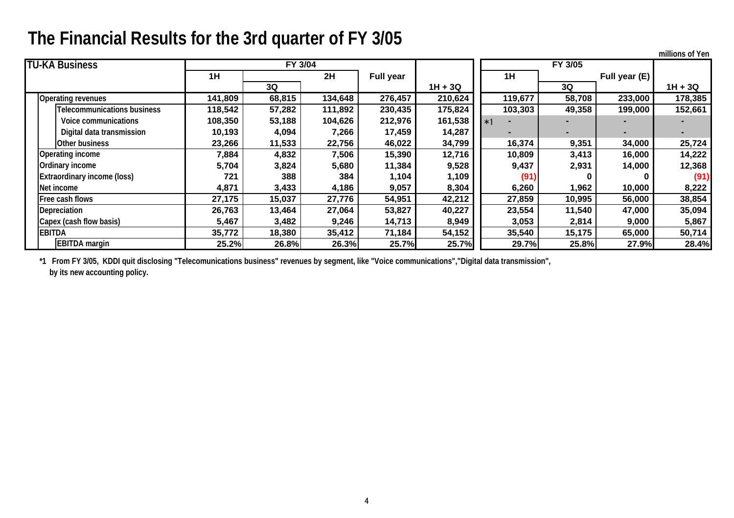# The Financial Results for the 3rd quarter of FY 3/05

millions of Yen

| TU-KA Business | FY 3/04 | | | | | FY 3/05 | | | |
|---|---|---|---|---|---|---|---|---|---|
| | 1H | 3Q | 2H | Full year | 1H + 3Q | 1H | 3Q | Full year (E) | 1H + 3Q |
| Operating revenues | 141,809 | 68,815 | 134,648 | 276,457 | 210,624 | 119,677 | 58,708 | 233,000 | 178,385 |
| Telecommunications business | 118,542 | 57,282 | 111,892 | 230,435 | 175,824 | 103,303 | 49,358 | 199,000 | 152,661 |
| Voice communications | 108,350 | 53,188 | 104,626 | 212,976 | 161,538 | *1 - | - | - | - |
| Digital data transmission | 10,193 | 4,094 | 7,266 | 17,459 | 14,287 | - | - | - | - |
| Other business | 23,266 | 11,533 | 22,756 | 46,022 | 34,799 | 16,374 | 9,351 | 34,000 | 25,724 |
| Operating income | 7,884 | 4,832 | 7,506 | 15,390 | 12,716 | 10,809 | 3,413 | 16,000 | 14,222 |
| Ordinary income | 5,704 | 3,824 | 5,680 | 11,384 | 9,528 | 9,437 | 2,931 | 14,000 | 12,368 |
| Extraordinary income (loss) | 721 | 388 | 384 | 1,104 | 1,109 | (91) | 0 | 0 | (91) |
| Net income | 4,871 | 3,433 | 4,186 | 9,057 | 8,304 | 6,260 | 1,962 | 10,000 | 8,222 |
| Free cash flows | 27,175 | 15,037 | 27,776 | 54,951 | 42,212 | 27,859 | 10,995 | 56,000 | 38,854 |
| Depreciation | 26,763 | 13,464 | 27,064 | 53,827 | 40,227 | 23,554 | 11,540 | 47,000 | 35,094 |
| Capex (cash flow basis) | 5,467 | 3,482 | 9,246 | 14,713 | 8,949 | 3,053 | 2,814 | 9,000 | 5,867 |
| EBITDA | 35,772 | 18,380 | 35,412 | 71,184 | 54,152 | 35,540 | 15,175 | 65,000 | 50,714 |
| EBITDA margin | 25.2% | 26.8% | 26.3% | 25.7% | 25.7% | 29.7% | 25.8% | 27.9% | 28.4% |

*1 From FY 3/05, KDDI quit disclosing "Telecomunications business" revenues by segment, like "Voice communications","Digital data transmission", by its new accounting policy.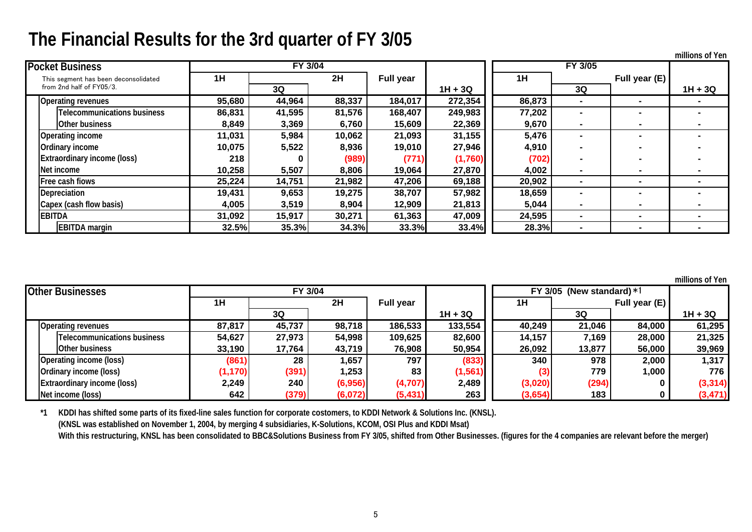# The Financial Results for the 3rd quarter of FY 3/05

millions of Yen

| Pocket Business<br>This segment has been deconsolidated from 2nd half of FY05/3. | FY 3/04 | | | | | FY 3/05 | | | |
|---|---|---|---|---|---|---|---|---|---|
| | 1H | | 2H | Full year | | 1H | | Full year (E) | |
| | | 3Q | | | 1H + 3Q | | 3Q | | 1H + 3Q |
| Operating revenues | 95,680 | 44,964 | 88,337 | 184,017 | 272,354 | 86,873 | - | - | - |
| Telecommunications business | 86,831 | 41,595 | 81,576 | 168,407 | 249,983 | 77,202 | - | - | - |
| Other business | 8,849 | 3,369 | 6,760 | 15,609 | 22,369 | 9,670 | - | - | - |
| Operating income | 11,031 | 5,984 | 10,062 | 21,093 | 31,155 | 5,476 | - | - | - |
| Ordinary income | 10,075 | 5,522 | 8,936 | 19,010 | 27,946 | 4,910 | - | - | - |
| Extraordinary income (loss) | 218 | 0 | (989) | (771) | (1,760) | (702) | - | - | - |
| Net income | 10,258 | 5,507 | 8,806 | 19,064 | 27,870 | 4,002 | - | - | - |
| Free cash flows | 25,224 | 14,751 | 21,982 | 47,206 | 69,188 | 20,902 | - | - | - |
| Depreciation | 19,431 | 9,653 | 19,275 | 38,707 | 57,982 | 18,659 | - | - | - |
| Capex (cash flow basis) | 4,005 | 3,519 | 8,904 | 12,909 | 21,813 | 5,044 | - | - | - |
| EBITDA | 31,092 | 15,917 | 30,271 | 61,363 | 47,009 | 24,595 | - | - | - |
| EBITDA margin | 32.5% | 35.3% | 34.3% | 33.3% | 33.4% | 28.3% | - | - | - |

millions of Yen

| Other Businesses | FY 3/04 | | | | | FY 3/05 (New standard) *1 | | | |
|---|---|---|---|---|---|---|---|---|---|
| | 1H | | 2H | Full year | | 1H | | Full year (E) | |
| | | 3Q | | | 1H + 3Q | | 3Q | | 1H + 3Q |
| Operating revenues | 87,817 | 45,737 | 98,718 | 186,533 | 133,554 | 40,249 | 21,046 | 84,000 | 61,295 |
| Telecommunications business | 54,627 | 27,973 | 54,998 | 109,625 | 82,600 | 14,157 | 7,169 | 28,000 | 21,325 |
| Other business | 33,190 | 17,764 | 43,719 | 76,908 | 50,954 | 26,092 | 13,877 | 56,000 | 39,969 |
| Operating income (loss) | (861) | 28 | 1,657 | 797 | (833) | 340 | 978 | 2,000 | 1,317 |
| Ordinary income (loss) | (1,170) | (391) | 1,253 | 83 | (1,561) | (3) | 779 | 1,000 | 776 |
| Extraordinary income (loss) | 2,249 | 240 | (6,956) | (4,707) | 2,489 | (3,020) | (294) | 0 | (3,314) |
| Net income (loss) | 642 | (379) | (6,072) | (5,431) | 263 | (3,654) | 183 | 0 | (3,471) |

*1 KDDI has shifted some parts of its fixed-line sales function for corporate costomers, to KDDI Network & Solutions Inc. (KNSL).
(KNSL was established on November 1, 2004, by merging 4 subsidiaries, K-Solutions, KCOM, OSI Plus and KDDI Msat)
With this restructuring, KNSL has been consolidated to BBC&Solutions Business from FY 3/05, shifted from Other Businesses. (figures for the 4 companies are relevant before the merger)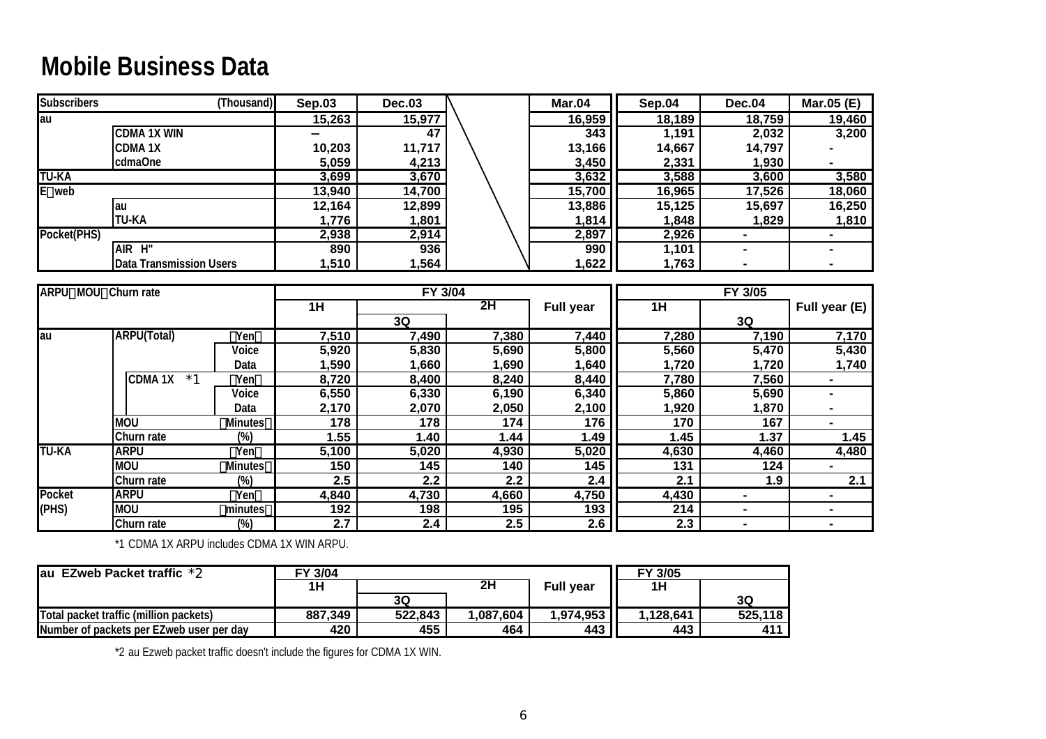# Mobile Business Data

| Subscribers (Thousand) | | Sep.03 | Dec.03 | | Mar.04 | Sep.04 | Dec.04 | Mar.05 (E) |
|---|---|---|---|---|---|---|---|---|
| au | | 15,263 | 15,977 | | 16,959 | 18,189 | 18,759 | 19,460 |
| | CDMA 1X WIN | – | 47 | | 343 | 1,191 | 2,032 | 3,200 |
| | CDMA 1X | 10,203 | 11,717 | | 13,166 | 14,667 | 14,797 | - |
| | cdmaOne | 5,059 | 4,213 | | 3,450 | 2,331 | 1,930 | - |
| TU-KA | | 3,699 | 3,670 | | 3,632 | 3,588 | 3,600 | 3,580 |
| E web | | 13,940 | 14,700 | | 15,700 | 16,965 | 17,526 | 18,060 |
| | au | 12,164 | 12,899 | | 13,886 | 15,125 | 15,697 | 16,250 |
| | TU-KA | 1,776 | 1,801 | | 1,814 | 1,848 | 1,829 | 1,810 |
| Pocket(PHS) | | 2,938 | 2,914 | | 2,897 | 2,926 | - | - |
| | AIR H" | 890 | 936 | | 990 | 1,101 | - | - |
| | Data Transmission Users | 1,510 | 1,564 | | 1,622 | 1,763 | - | - |

| ARPU MOU Churn rate | | | FY 3/04 | | | | FY 3/05 | | |
|---|---|---|---|---|---|---|---|---|---|
| | | | 1H | 2H | | Full year | 1H | | Full year (E) |
| | | | | 3Q | | | | 3Q | |
| au | ARPU(Total) | Yen | 7,510 | 7,490 | 7,380 | 7,440 | 7,280 | 7,190 | 7,170 |
| | | Voice | 5,920 | 5,830 | 5,690 | 5,800 | 5,560 | 5,470 | 5,430 |
| | | Data | 1,590 | 1,660 | 1,690 | 1,640 | 1,720 | 1,720 | 1,740 |
| | CDMA 1X *1 | Yen | 8,720 | 8,400 | 8,240 | 8,440 | 7,780 | 7,560 | - |
| | | Voice | 6,550 | 6,330 | 6,190 | 6,340 | 5,860 | 5,690 | - |
| | | Data | 2,170 | 2,070 | 2,050 | 2,100 | 1,920 | 1,870 | - |
| | MOU | Minutes | 178 | 178 | 174 | 176 | 170 | 167 | - |
| | Churn rate | (%) | 1.55 | 1.40 | 1.44 | 1.49 | 1.45 | 1.37 | 1.45 |
| TU-KA | ARPU | Yen | 5,100 | 5,020 | 4,930 | 5,020 | 4,630 | 4,460 | 4,480 |
| | MOU | Minutes | 150 | 145 | 140 | 145 | 131 | 124 | - |
| | Churn rate | (%) | 2.5 | 2.2 | 2.2 | 2.4 | 2.1 | 1.9 | 2.1 |
| Pocket (PHS) | ARPU | Yen | 4,840 | 4,730 | 4,660 | 4,750 | 4,430 | - | - |
| | MOU | minutes | 192 | 198 | 195 | 193 | 214 | - | - |
| | Churn rate | (%) | 2.7 | 2.4 | 2.5 | 2.6 | 2.3 | - | - |

*1 CDMA 1X ARPU includes CDMA 1X WIN ARPU.

| au EZweb Packet traffic *2 | FY 3/04 | | | | FY 3/05 | |
|---|---|---|---|---|---|---|
| | 1H | 2H | | Full year | 1H | |
| | | 3Q | | | | 3Q |
| Total packet traffic (million packets) | 887,349 | 522,843 | 1,087,604 | 1,974,953 | 1,128,641 | 525,118 |
| Number of packets per EZweb user per day | 420 | 455 | 464 | 443 | 443 | 411 |

*2 au Ezweb packet traffic doesn't include the figures for CDMA 1X WIN.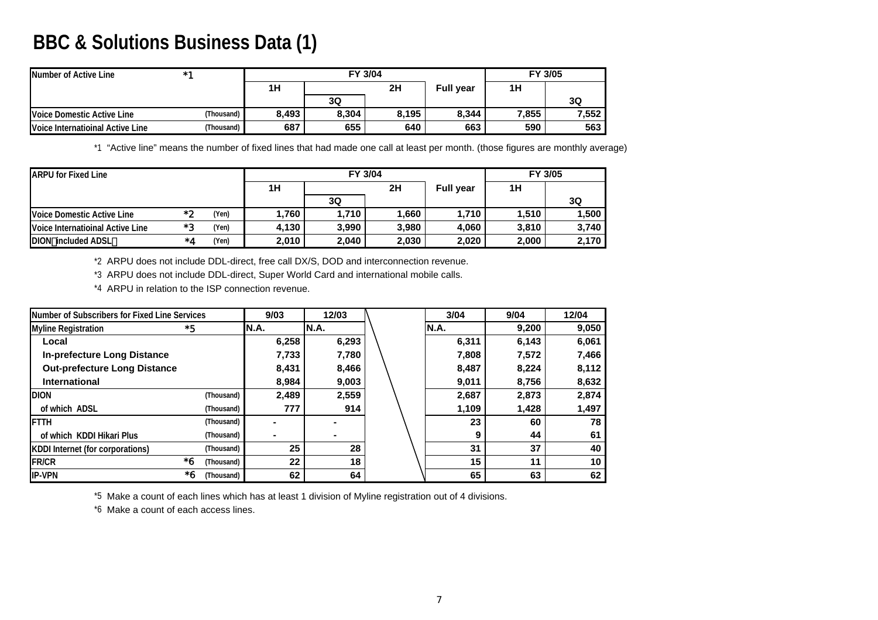# BBC & Solutions Business Data (1)

| Number of Active Line *1 | | FY 3/04 | | | | FY 3/05 | |
|---|---|---|---|---|---|---|---|
| | | 1H | | 2H | Full year | 1H | |
| | | | 3Q | | | | 3Q |
| Voice Domestic Active Line | (Thousand) | 8,493 | 8,304 | 8,195 | 8,344 | 7,855 | 7,552 |
| Voice Internatioinal Active Line | (Thousand) | 687 | 655 | 640 | 663 | 590 | 563 |

*1 "Active line" means the number of fixed lines that had made one call at least per month. (those figures are monthly average)

| ARPU for Fixed Line | | | FY 3/04 | | | | FY 3/05 | |
|---|---|---|---|---|---|---|---|---|
| | | | 1H | | 2H | Full year | 1H | |
| | | | | 3Q | | | | 3Q |
| Voice Domestic Active Line | *2 | (Yen) | 1,760 | 1,710 | 1,660 | 1,710 | 1,510 | 1,500 |
| Voice Internatioinal Active Line | *3 | (Yen) | 4,130 | 3,990 | 3,980 | 4,060 | 3,810 | 3,740 |
| DION（included ADSL） | *4 | (Yen) | 2,010 | 2,040 | 2,030 | 2,020 | 2,000 | 2,170 |

*2 ARPU does not include DDL-direct, free call DX/S, DOD and interconnection revenue.

*3 ARPU does not include DDL-direct, Super World Card and international mobile calls.

*4 ARPU in relation to the ISP connection revenue.

| Number of Subscribers for Fixed Line Services | | | 9/03 | 12/03 | | 3/04 | 9/04 | 12/04 |
|---|---|---|---|---|---|---|---|---|
| Myline Registration | *5 | | N.A. | N.A. | | N.A. | 9,200 | 9,050 |
| Local | | | 6,258 | 6,293 | | 6,311 | 6,143 | 6,061 |
| In-prefecture Long Distance | | | 7,733 | 7,780 | | 7,808 | 7,572 | 7,466 |
| Out-prefecture Long Distance | | | 8,431 | 8,466 | | 8,487 | 8,224 | 8,112 |
| International | | | 8,984 | 9,003 | | 9,011 | 8,756 | 8,632 |
| DION | | (Thousand) | 2,489 | 2,559 | | 2,687 | 2,873 | 2,874 |
| of which ADSL | | (Thousand) | 777 | 914 | | 1,109 | 1,428 | 1,497 |
| FTTH | | (Thousand) | - | - | | 23 | 60 | 78 |
| of which KDDI Hikari Plus | | (Thousand) | - | - | | 9 | 44 | 61 |
| KDDI Internet (for corporations) | | (Thousand) | 25 | 28 | | 31 | 37 | 40 |
| FR/CR | *6 | (Thousand) | 22 | 18 | | 15 | 11 | 10 |
| IP-VPN | *6 | (Thousand) | 62 | 64 | | 65 | 63 | 62 |

*5 Make a count of each lines which has at least 1 division of Myline registration out of 4 divisions.

*6 Make a count of each access lines.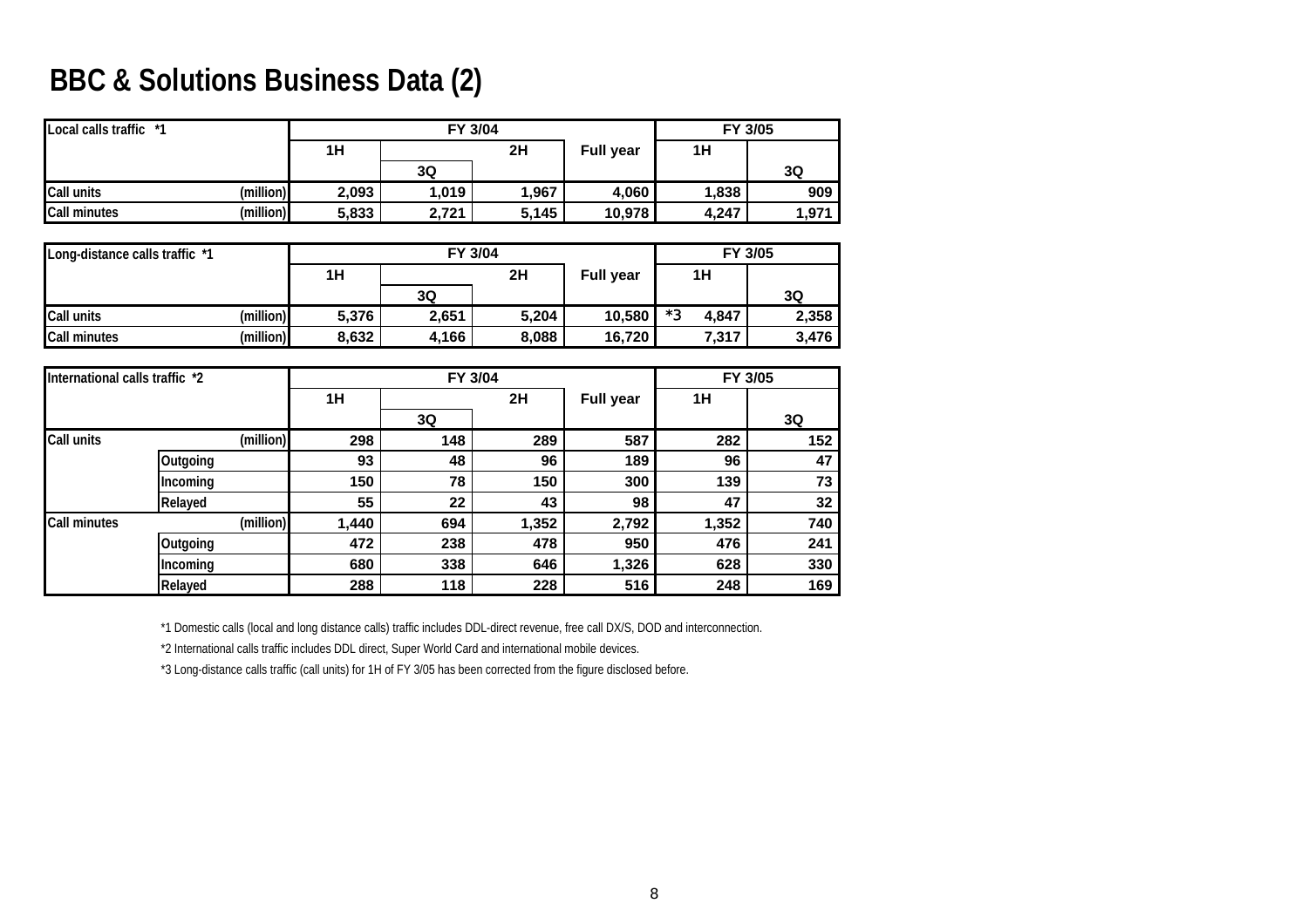# BBC & Solutions Business Data (2)

| Local calls traffic *1 | | FY 3/04 | | | | FY 3/05 | |
|---|---|---|---|---|---|---|---|
| | | 1H | 2H | | Full year | 1H | |
| | | | 3Q | | | | 3Q |
| Call units | (million) | 2,093 | 1,019 | 1,967 | 4,060 | 1,838 | 909 |
| Call minutes | (million) | 5,833 | 2,721 | 5,145 | 10,978 | 4,247 | 1,971 |

| Long-distance calls traffic *1 | | FY 3/04 | | | | FY 3/05 | |
|---|---|---|---|---|---|---|---|
| | | 1H | 2H | | Full year | 1H | |
| | | | 3Q | | | | 3Q |
| Call units | (million) | 5,376 | 2,651 | 5,204 | 10,580 | *3 4,847 | 2,358 |
| Call minutes | (million) | 8,632 | 4,166 | 8,088 | 16,720 | 7,317 | 3,476 |

| International calls traffic *2 | | FY 3/04 | | | | FY 3/05 | |
|---|---|---|---|---|---|---|---|
| | | 1H | 2H | | Full year | 1H | |
| | | | 3Q | | | | 3Q |
| Call units | (million) | 298 | 148 | 289 | 587 | 282 | 152 |
| | Outgoing | 93 | 48 | 96 | 189 | 96 | 47 |
| | Incoming | 150 | 78 | 150 | 300 | 139 | 73 |
| | Relayed | 55 | 22 | 43 | 98 | 47 | 32 |
| Call minutes | (million) | 1,440 | 694 | 1,352 | 2,792 | 1,352 | 740 |
| | Outgoing | 472 | 238 | 478 | 950 | 476 | 241 |
| | Incoming | 680 | 338 | 646 | 1,326 | 628 | 330 |
| | Relayed | 288 | 118 | 228 | 516 | 248 | 169 |

*1 Domestic calls (local and long distance calls) traffic includes DDL-direct revenue, free call DX/S, DOD and interconnection.

*2 International calls traffic includes DDL direct, Super World Card and international mobile devices.

*3 Long-distance calls traffic (call units) for 1H of FY 3/05 has been corrected from the figure disclosed before.